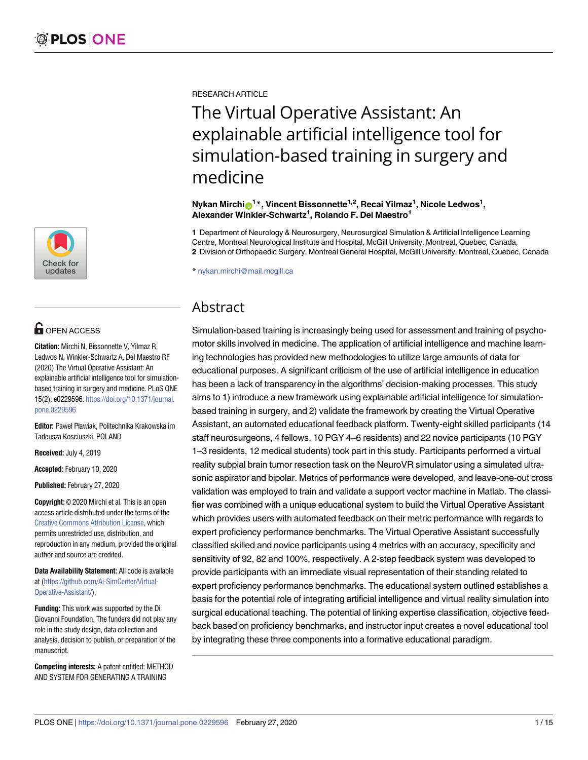RESEARCH ARTICLE

# The Virtual Operative Assistant: An explainable artificial intelligence tool for simulation-based training in surgery and medicine

**Nykan Mirchi[1]*, Vincent Bissonnette[1,2], Recai Yilmaz[1], Nicole Ledwos[1], Alexander Winkler-Schwartz[1], Rolando F. Del Maestro[1]**

**1** Department of Neurology & Neurosurgery, Neurosurgical Simulation & Artificial Intelligence Learning Centre, Montreal Neurological Institute and Hospital, McGill University, Montreal, Quebec, Canada, **2** Division of Orthopaedic Surgery, Montreal General Hospital, McGill University, Montreal, Quebec, Canada

* nykan.mirchi@mail.mcgill.ca

OPEN ACCESS

**Citation:** Mirchi N, Bissonnette V, Yilmaz R, Ledwos N, Winkler-Schwartz A, Del Maestro RF (2020) The Virtual Operative Assistant: An explainable artificial intelligence tool for simulation-based training in surgery and medicine. PLoS ONE 15(2): e0229596. https://doi.org/10.1371/journal.pone.0229596

**Editor:** Paweł Pławiak, Politechnika Krakowska im Tadeusza Kosciuszki, POLAND

**Received:** July 4, 2019

**Accepted:** February 10, 2020

**Published:** February 27, 2020

**Copyright:** © 2020 Mirchi et al. This is an open access article distributed under the terms of the Creative Commons Attribution License, which permits unrestricted use, distribution, and reproduction in any medium, provided the original author and source are credited.

**Data Availability Statement:** All code is available at (https://github.com/Ai-SimCenter/Virtual-Operative-Assistant/).

**Funding:** This work was supported by the Di Giovanni Foundation. The funders did not play any role in the study design, data collection and analysis, decision to publish, or preparation of the manuscript.

**Competing interests:** A patent entitled: METHOD AND SYSTEM FOR GENERATING A TRAINING

## Abstract

Simulation-based training is increasingly being used for assessment and training of psychomotor skills involved in medicine. The application of artificial intelligence and machine learning technologies has provided new methodologies to utilize large amounts of data for educational purposes. A significant criticism of the use of artificial intelligence in education has been a lack of transparency in the algorithms' decision-making processes. This study aims to 1) introduce a new framework using explainable artificial intelligence for simulation-based training in surgery, and 2) validate the framework by creating the Virtual Operative Assistant, an automated educational feedback platform. Twenty-eight skilled participants (14 staff neurosurgeons, 4 fellows, 10 PGY 4–6 residents) and 22 novice participants (10 PGY 1–3 residents, 12 medical students) took part in this study. Participants performed a virtual reality subpial brain tumor resection task on the NeuroVR simulator using a simulated ultrasonic aspirator and bipolar. Metrics of performance were developed, and leave-one-out cross validation was employed to train and validate a support vector machine in Matlab. The classifier was combined with a unique educational system to build the Virtual Operative Assistant which provides users with automated feedback on their metric performance with regards to expert proficiency performance benchmarks. The Virtual Operative Assistant successfully classified skilled and novice participants using 4 metrics with an accuracy, specificity and sensitivity of 92, 82 and 100%, respectively. A 2-step feedback system was developed to provide participants with an immediate visual representation of their standing related to expert proficiency performance benchmarks. The educational system outlined establishes a basis for the potential role of integrating artificial intelligence and virtual reality simulation into surgical educational teaching. The potential of linking expertise classification, objective feedback based on proficiency benchmarks, and instructor input creates a novel educational tool by integrating these three components into a formative educational paradigm.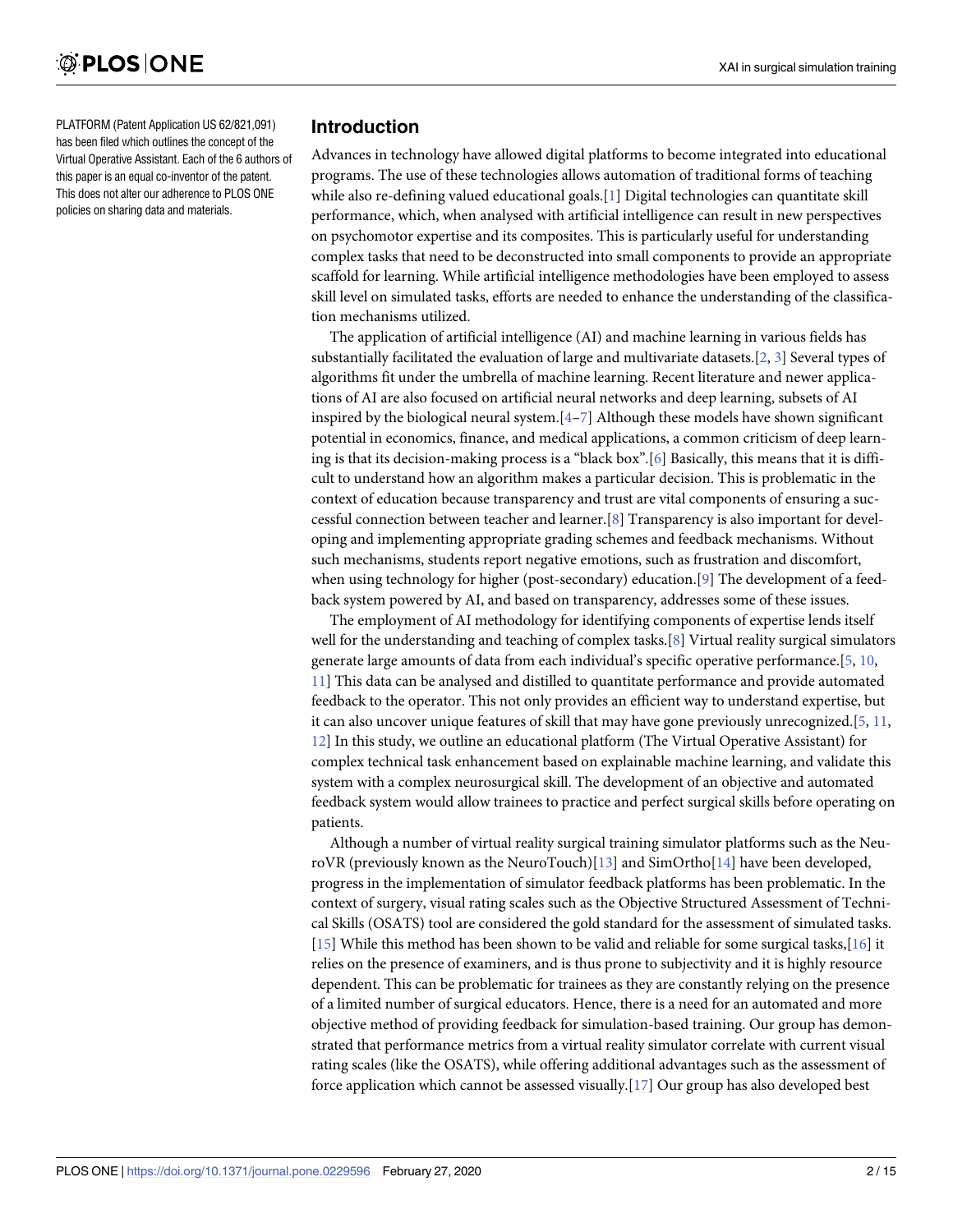PLATFORM (Patent Application US 62/821,091) has been filed which outlines the concept of the Virtual Operative Assistant. Each of the 6 authors of this paper is an equal co-inventor of the patent. This does not alter our adherence to PLOS ONE policies on sharing data and materials.

## Introduction

Advances in technology have allowed digital platforms to become integrated into educational programs. The use of these technologies allows automation of traditional forms of teaching while also re-defining valued educational goals.[1] Digital technologies can quantitate skill performance, which, when analysed with artificial intelligence can result in new perspectives on psychomotor expertise and its composites. This is particularly useful for understanding complex tasks that need to be deconstructed into small components to provide an appropriate scaffold for learning. While artificial intelligence methodologies have been employed to assess skill level on simulated tasks, efforts are needed to enhance the understanding of the classification mechanisms utilized.

The application of artificial intelligence (AI) and machine learning in various fields has substantially facilitated the evaluation of large and multivariate datasets.[2, 3] Several types of algorithms fit under the umbrella of machine learning. Recent literature and newer applications of AI are also focused on artificial neural networks and deep learning, subsets of AI inspired by the biological neural system.[4–7] Although these models have shown significant potential in economics, finance, and medical applications, a common criticism of deep learning is that its decision-making process is a "black box".[6] Basically, this means that it is difficult to understand how an algorithm makes a particular decision. This is problematic in the context of education because transparency and trust are vital components of ensuring a successful connection between teacher and learner.[8] Transparency is also important for developing and implementing appropriate grading schemes and feedback mechanisms. Without such mechanisms, students report negative emotions, such as frustration and discomfort, when using technology for higher (post-secondary) education.[9] The development of a feedback system powered by AI, and based on transparency, addresses some of these issues.

The employment of AI methodology for identifying components of expertise lends itself well for the understanding and teaching of complex tasks.[8] Virtual reality surgical simulators generate large amounts of data from each individual's specific operative performance.[5, 10, 11] This data can be analysed and distilled to quantitate performance and provide automated feedback to the operator. This not only provides an efficient way to understand expertise, but it can also uncover unique features of skill that may have gone previously unrecognized.[5, 11, 12] In this study, we outline an educational platform (The Virtual Operative Assistant) for complex technical task enhancement based on explainable machine learning, and validate this system with a complex neurosurgical skill. The development of an objective and automated feedback system would allow trainees to practice and perfect surgical skills before operating on patients.

Although a number of virtual reality surgical training simulator platforms such as the NeuroVR (previously known as the NeuroTouch)[13] and SimOrtho[14] have been developed, progress in the implementation of simulator feedback platforms has been problematic. In the context of surgery, visual rating scales such as the Objective Structured Assessment of Technical Skills (OSATS) tool are considered the gold standard for the assessment of simulated tasks.[15] While this method has been shown to be valid and reliable for some surgical tasks,[16] it relies on the presence of examiners, and is thus prone to subjectivity and it is highly resource dependent. This can be problematic for trainees as they are constantly relying on the presence of a limited number of surgical educators. Hence, there is a need for an automated and more objective method of providing feedback for simulation-based training. Our group has demonstrated that performance metrics from a virtual reality simulator correlate with current visual rating scales (like the OSATS), while offering additional advantages such as the assessment of force application which cannot be assessed visually.[17] Our group has also developed best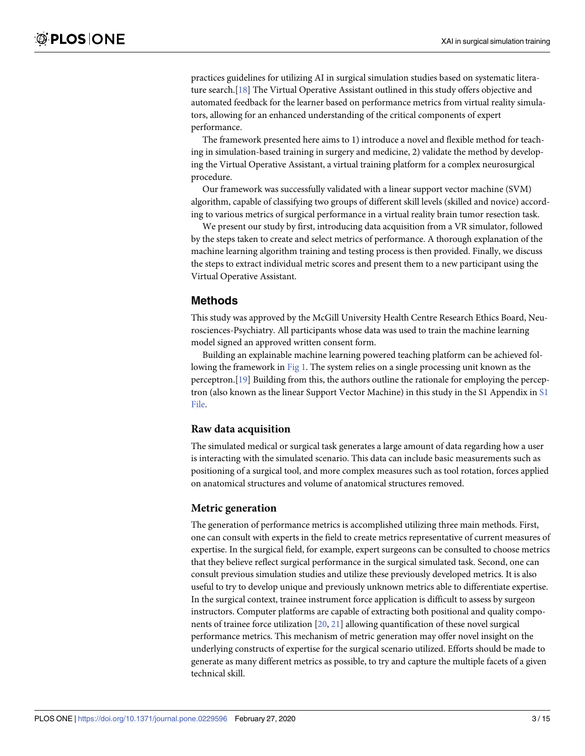practices guidelines for utilizing AI in surgical simulation studies based on systematic literature search.[18] The Virtual Operative Assistant outlined in this study offers objective and automated feedback for the learner based on performance metrics from virtual reality simulators, allowing for an enhanced understanding of the critical components of expert performance.

The framework presented here aims to 1) introduce a novel and flexible method for teaching in simulation-based training in surgery and medicine, 2) validate the method by developing the Virtual Operative Assistant, a virtual training platform for a complex neurosurgical procedure.

Our framework was successfully validated with a linear support vector machine (SVM) algorithm, capable of classifying two groups of different skill levels (skilled and novice) according to various metrics of surgical performance in a virtual reality brain tumor resection task.

We present our study by first, introducing data acquisition from a VR simulator, followed by the steps taken to create and select metrics of performance. A thorough explanation of the machine learning algorithm training and testing process is then provided. Finally, we discuss the steps to extract individual metric scores and present them to a new participant using the Virtual Operative Assistant.

## Methods

This study was approved by the McGill University Health Centre Research Ethics Board, Neurosciences-Psychiatry. All participants whose data was used to train the machine learning model signed an approved written consent form.

Building an explainable machine learning powered teaching platform can be achieved following the framework in Fig 1. The system relies on a single processing unit known as the perceptron.[19] Building from this, the authors outline the rationale for employing the perceptron (also known as the linear Support Vector Machine) in this study in the S1 Appendix in S1 File.

### Raw data acquisition

The simulated medical or surgical task generates a large amount of data regarding how a user is interacting with the simulated scenario. This data can include basic measurements such as positioning of a surgical tool, and more complex measures such as tool rotation, forces applied on anatomical structures and volume of anatomical structures removed.

### Metric generation

The generation of performance metrics is accomplished utilizing three main methods. First, one can consult with experts in the field to create metrics representative of current measures of expertise. In the surgical field, for example, expert surgeons can be consulted to choose metrics that they believe reflect surgical performance in the surgical simulated task. Second, one can consult previous simulation studies and utilize these previously developed metrics. It is also useful to try to develop unique and previously unknown metrics able to differentiate expertise. In the surgical context, trainee instrument force application is difficult to assess by surgeon instructors. Computer platforms are capable of extracting both positional and quality components of trainee force utilization [20, 21] allowing quantification of these novel surgical performance metrics. This mechanism of metric generation may offer novel insight on the underlying constructs of expertise for the surgical scenario utilized. Efforts should be made to generate as many different metrics as possible, to try and capture the multiple facets of a given technical skill.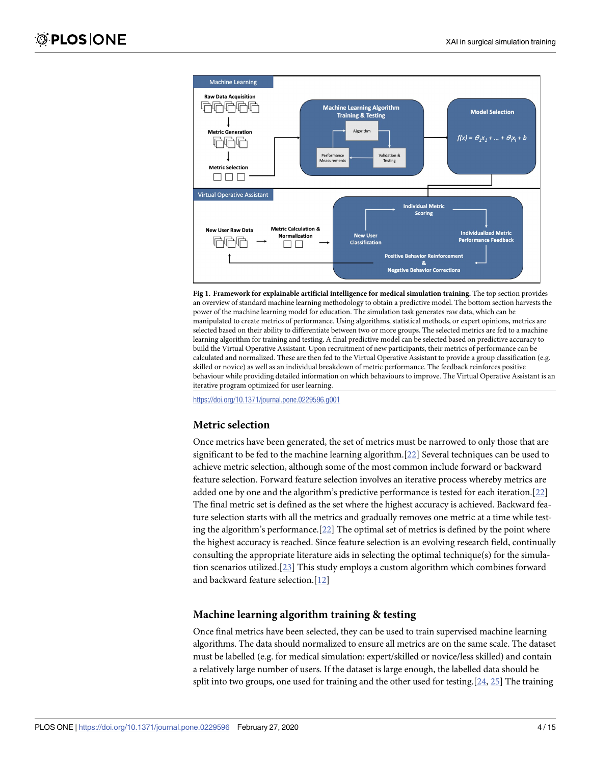**Fig 1. Framework for explainable artificial intelligence for medical simulation training.** The top section provides an overview of standard machine learning methodology to obtain a predictive model. The bottom section harvests the power of the machine learning model for education. The simulation task generates raw data, which can be manipulated to create metrics of performance. Using algorithms, statistical methods, or expert opinions, metrics are selected based on their ability to differentiate between two or more groups. The selected metrics are fed to a machine learning algorithm for training and testing. A final predictive model can be selected based on predictive accuracy to build the Virtual Operative Assistant. Upon recruitment of new participants, their metrics of performance can be calculated and normalized. These are then fed to the Virtual Operative Assistant to provide a group classification (e.g. skilled or novice) as well as an individual breakdown of metric performance. The feedback reinforces positive behaviour while providing detailed information on which behaviours to improve. The Virtual Operative Assistant is an iterative program optimized for user learning.

https://doi.org/10.1371/journal.pone.0229596.g001

## Metric selection

Once metrics have been generated, the set of metrics must be narrowed to only those that are significant to be fed to the machine learning algorithm.[22] Several techniques can be used to achieve metric selection, although some of the most common include forward or backward feature selection. Forward feature selection involves an iterative process whereby metrics are added one by one and the algorithm's predictive performance is tested for each iteration.[22] The final metric set is defined as the set where the highest accuracy is achieved. Backward feature selection starts with all the metrics and gradually removes one metric at a time while testing the algorithm's performance.[22] The optimal set of metrics is defined by the point where the highest accuracy is reached. Since feature selection is an evolving research field, continually consulting the appropriate literature aids in selecting the optimal technique(s) for the simulation scenarios utilized.[23] This study employs a custom algorithm which combines forward and backward feature selection.[12]

## Machine learning algorithm training & testing

Once final metrics have been selected, they can be used to train supervised machine learning algorithms. The data should normalized to ensure all metrics are on the same scale. The dataset must be labelled (e.g. for medical simulation: expert/skilled or novice/less skilled) and contain a relatively large number of users. If the dataset is large enough, the labelled data should be split into two groups, one used for training and the other used for testing.[24, 25] The training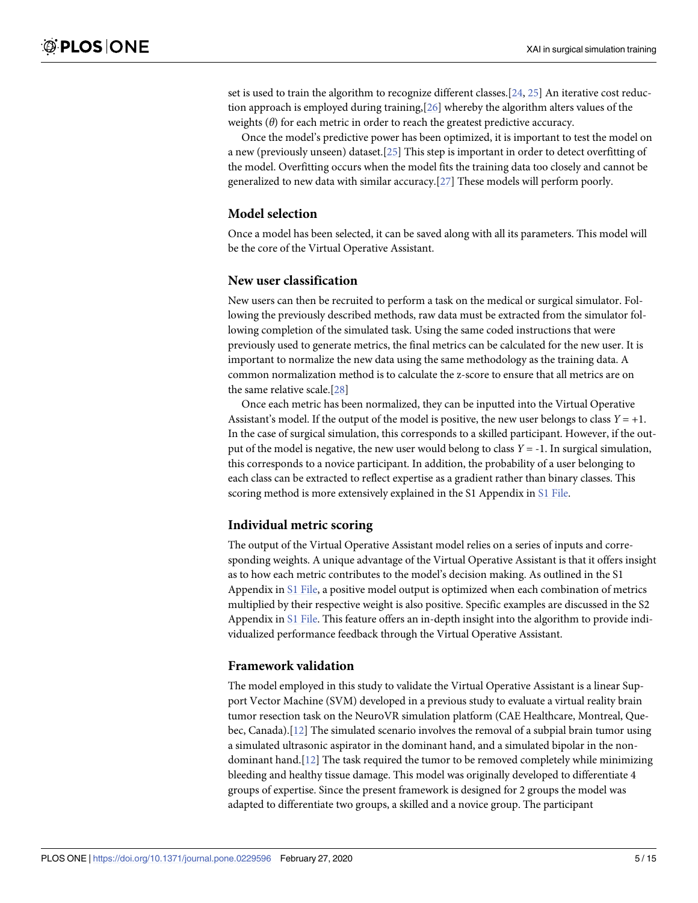set is used to train the algorithm to recognize different classes.[24, 25] An iterative cost reduction approach is employed during training,[26] whereby the algorithm alters values of the weights ($\theta$) for each metric in order to reach the greatest predictive accuracy.

Once the model's predictive power has been optimized, it is important to test the model on a new (previously unseen) dataset.[25] This step is important in order to detect overfitting of the model. Overfitting occurs when the model fits the training data too closely and cannot be generalized to new data with similar accuracy.[27] These models will perform poorly.

## Model selection

Once a model has been selected, it can be saved along with all its parameters. This model will be the core of the Virtual Operative Assistant.

## New user classification

New users can then be recruited to perform a task on the medical or surgical simulator. Following the previously described methods, raw data must be extracted from the simulator following completion of the simulated task. Using the same coded instructions that were previously used to generate metrics, the final metrics can be calculated for the new user. It is important to normalize the new data using the same methodology as the training data. A common normalization method is to calculate the z-score to ensure that all metrics are on the same relative scale.[28]

Once each metric has been normalized, they can be inputted into the Virtual Operative Assistant's model. If the output of the model is positive, the new user belongs to class $Y = +1$. In the case of surgical simulation, this corresponds to a skilled participant. However, if the output of the model is negative, the new user would belong to class $Y = -1$. In surgical simulation, this corresponds to a novice participant. In addition, the probability of a user belonging to each class can be extracted to reflect expertise as a gradient rather than binary classes. This scoring method is more extensively explained in the S1 Appendix in S1 File.

## Individual metric scoring

The output of the Virtual Operative Assistant model relies on a series of inputs and corresponding weights. A unique advantage of the Virtual Operative Assistant is that it offers insight as to how each metric contributes to the model's decision making. As outlined in the S1 Appendix in S1 File, a positive model output is optimized when each combination of metrics multiplied by their respective weight is also positive. Specific examples are discussed in the S2 Appendix in S1 File. This feature offers an in-depth insight into the algorithm to provide individualized performance feedback through the Virtual Operative Assistant.

## Framework validation

The model employed in this study to validate the Virtual Operative Assistant is a linear Support Vector Machine (SVM) developed in a previous study to evaluate a virtual reality brain tumor resection task on the NeuroVR simulation platform (CAE Healthcare, Montreal, Quebec, Canada).[12] The simulated scenario involves the removal of a subpial brain tumor using a simulated ultrasonic aspirator in the dominant hand, and a simulated bipolar in the non-dominant hand.[12] The task required the tumor to be removed completely while minimizing bleeding and healthy tissue damage. This model was originally developed to differentiate 4 groups of expertise. Since the present framework is designed for 2 groups the model was adapted to differentiate two groups, a skilled and a novice group. The participant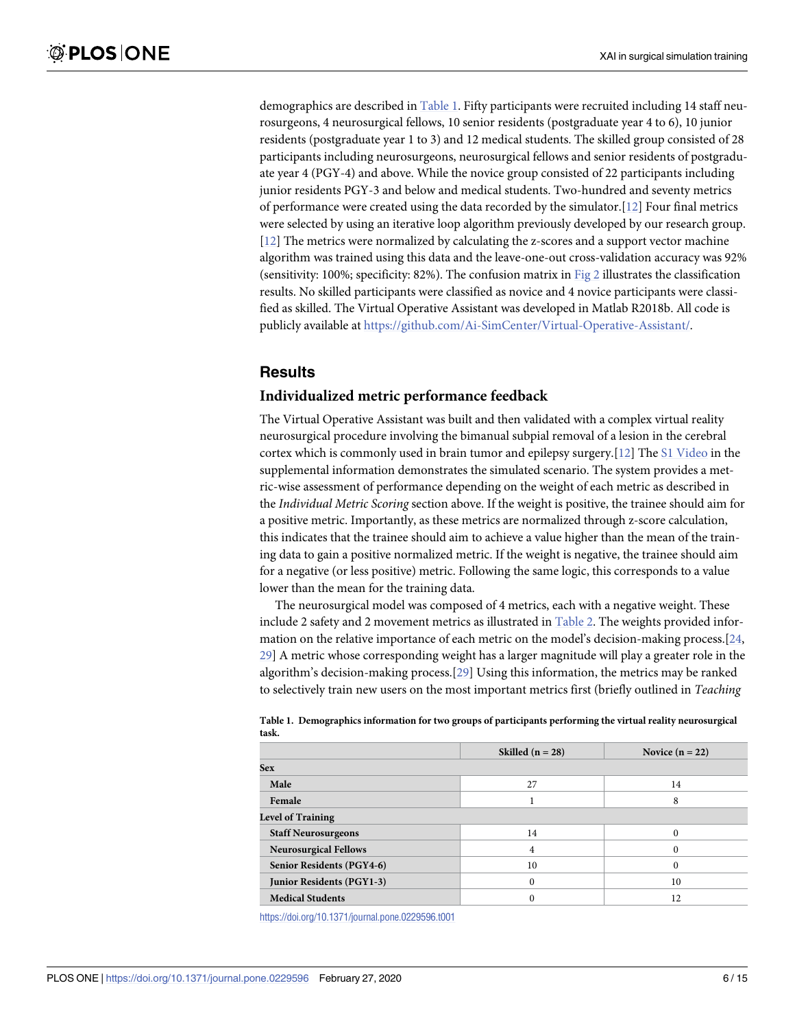demographics are described in Table 1. Fifty participants were recruited including 14 staff neurosurgeons, 4 neurosurgical fellows, 10 senior residents (postgraduate year 4 to 6), 10 junior residents (postgraduate year 1 to 3) and 12 medical students. The skilled group consisted of 28 participants including neurosurgeons, neurosurgical fellows and senior residents of postgraduate year 4 (PGY-4) and above. While the novice group consisted of 22 participants including junior residents PGY-3 and below and medical students. Two-hundred and seventy metrics of performance were created using the data recorded by the simulator.[12] Four final metrics were selected by using an iterative loop algorithm previously developed by our research group. [12] The metrics were normalized by calculating the z-scores and a support vector machine algorithm was trained using this data and the leave-one-out cross-validation accuracy was 92% (sensitivity: 100%; specificity: 82%). The confusion matrix in Fig 2 illustrates the classification results. No skilled participants were classified as novice and 4 novice participants were classified as skilled. The Virtual Operative Assistant was developed in Matlab R2018b. All code is publicly available at https://github.com/Ai-SimCenter/Virtual-Operative-Assistant/.

## Results

### Individualized metric performance feedback

The Virtual Operative Assistant was built and then validated with a complex virtual reality neurosurgical procedure involving the bimanual subpial removal of a lesion in the cerebral cortex which is commonly used in brain tumor and epilepsy surgery.[12] The S1 Video in the supplemental information demonstrates the simulated scenario. The system provides a metric-wise assessment of performance depending on the weight of each metric as described in the *Individual Metric Scoring* section above. If the weight is positive, the trainee should aim for a positive metric. Importantly, as these metrics are normalized through z-score calculation, this indicates that the trainee should aim to achieve a value higher than the mean of the training data to gain a positive normalized metric. If the weight is negative, the trainee should aim for a negative (or less positive) metric. Following the same logic, this corresponds to a value lower than the mean for the training data.

The neurosurgical model was composed of 4 metrics, each with a negative weight. These include 2 safety and 2 movement metrics as illustrated in Table 2. The weights provided information on the relative importance of each metric on the model's decision-making process.[24, 29] A metric whose corresponding weight has a larger magnitude will play a greater role in the algorithm's decision-making process.[29] Using this information, the metrics may be ranked to selectively train new users on the most important metrics first (briefly outlined in *Teaching*

**Table 1. Demographics information for two groups of participants performing the virtual reality neurosurgical task.**

| | Skilled (n = 28) | Novice (n = 22) |
|---|---|---|
| **Sex** | | |
| **Male** | 27 | 14 |
| **Female** | 1 | 8 |
| **Level of Training** | | |
| **Staff Neurosurgeons** | 14 | 0 |
| **Neurosurgical Fellows** | 4 | 0 |
| **Senior Residents (PGY4-6)** | 10 | 0 |
| **Junior Residents (PGY1-3)** | 0 | 10 |
| **Medical Students** | 0 | 12 |

https://doi.org/10.1371/journal.pone.0229596.t001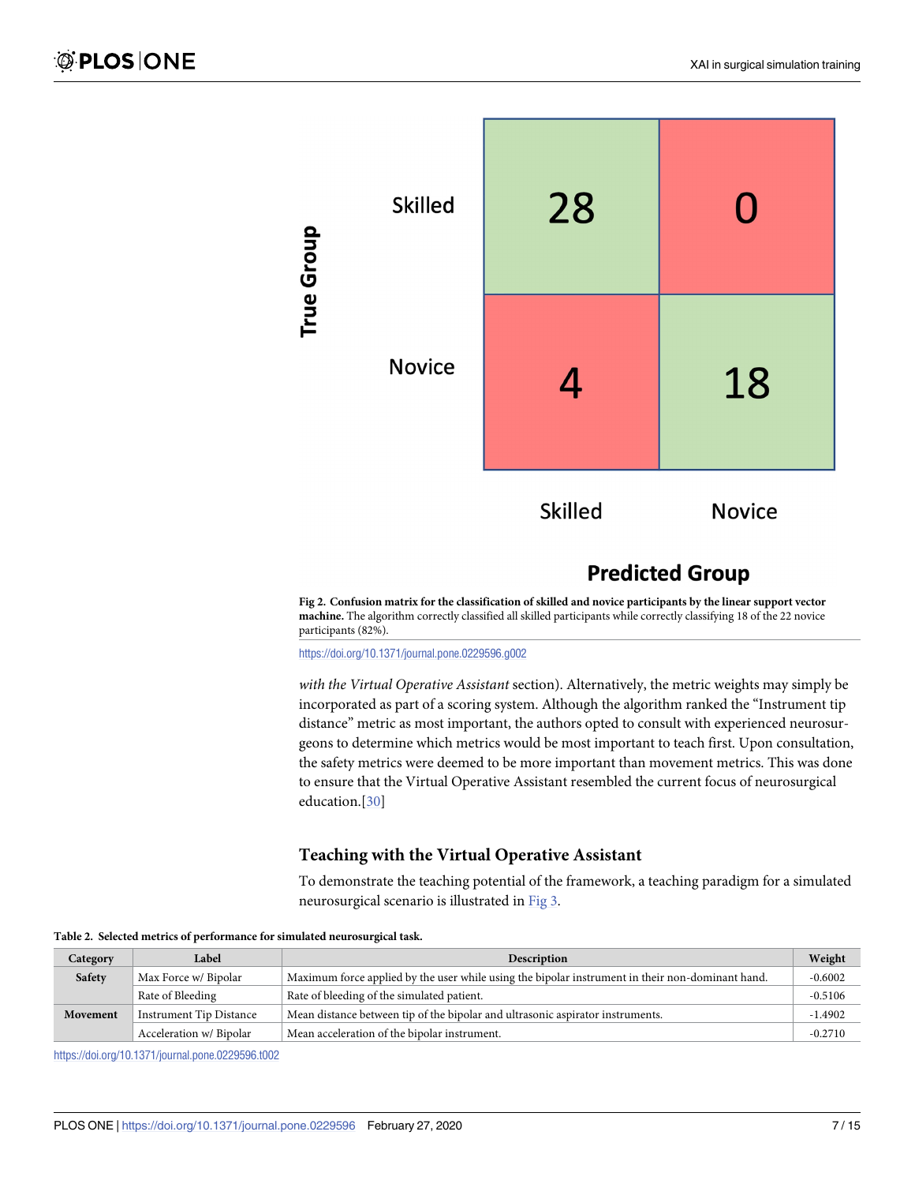| | | Predicted Group | |
|---|---|---|---|
| | | Skilled | Novice |
| True Group | Skilled | 28 | 0 |
| | Novice | 4 | 18 |

**Fig 2. Confusion matrix for the classification of skilled and novice participants by the linear support vector machine.** The algorithm correctly classified all skilled participants while correctly classifying 18 of the 22 novice participants (82%).

https://doi.org/10.1371/journal.pone.0229596.g002

*with the Virtual Operative Assistant* section). Alternatively, the metric weights may simply be incorporated as part of a scoring system. Although the algorithm ranked the "Instrument tip distance" metric as most important, the authors opted to consult with experienced neurosurgeons to determine which metrics would be most important to teach first. Upon consultation, the safety metrics were deemed to be more important than movement metrics. This was done to ensure that the Virtual Operative Assistant resembled the current focus of neurosurgical education.[30]

### Teaching with the Virtual Operative Assistant

To demonstrate the teaching potential of the framework, a teaching paradigm for a simulated neurosurgical scenario is illustrated in Fig 3.

**Table 2. Selected metrics of performance for simulated neurosurgical task.**

| Category | Label | Description | Weight |
|---|---|---|---|
| **Safety** | Max Force w/ Bipolar | Maximum force applied by the user while using the bipolar instrument in their non-dominant hand. | -0.6002 |
| | Rate of Bleeding | Rate of bleeding of the simulated patient. | -0.5106 |
| **Movement** | Instrument Tip Distance | Mean distance between tip of the bipolar and ultrasonic aspirator instruments. | -1.4902 |
| | Acceleration w/ Bipolar | Mean acceleration of the bipolar instrument. | -0.2710 |

https://doi.org/10.1371/journal.pone.0229596.t002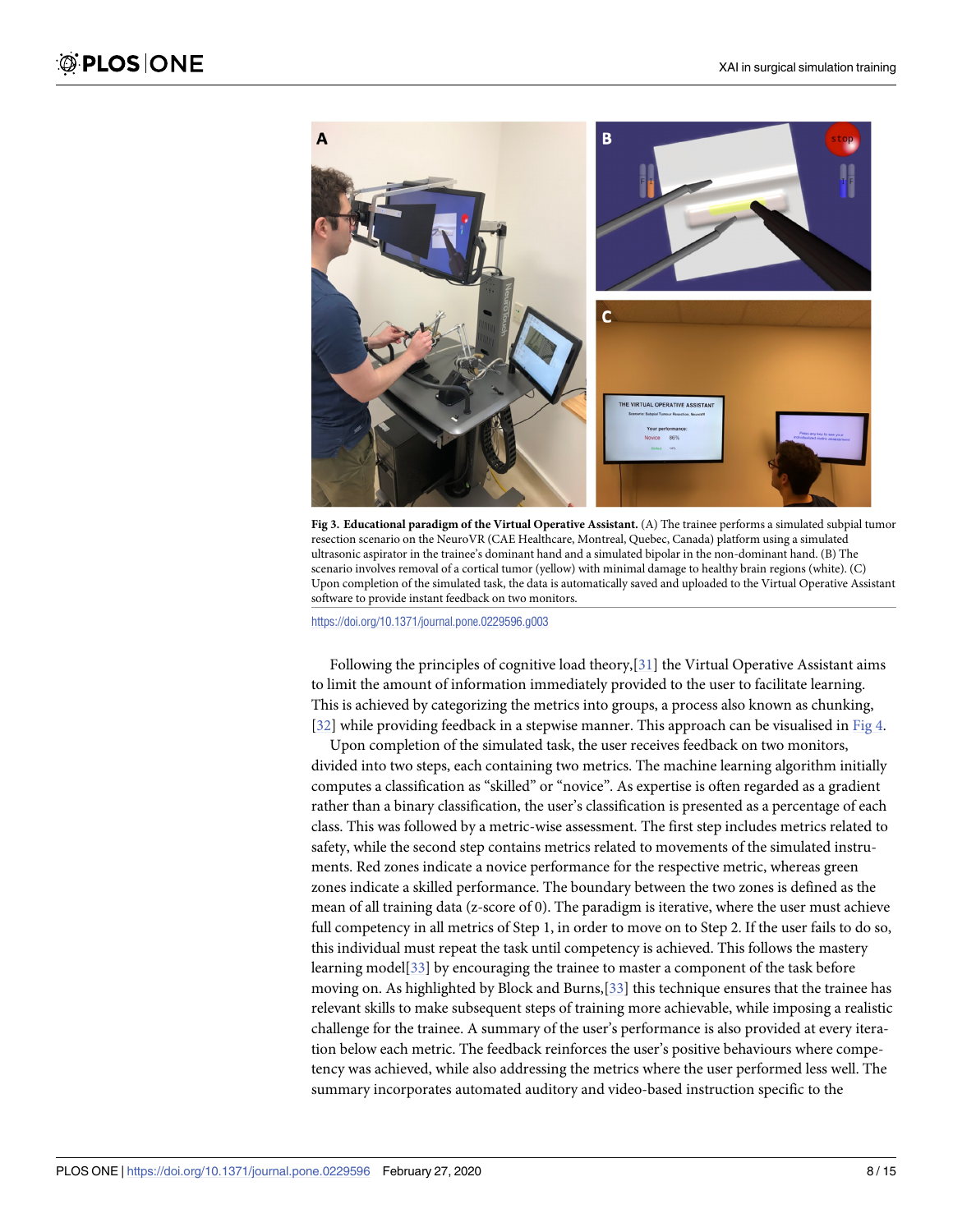**Fig 3. Educational paradigm of the Virtual Operative Assistant.** (A) The trainee performs a simulated subpial tumor resection scenario on the NeuroVR (CAE Healthcare, Montreal, Quebec, Canada) platform using a simulated ultrasonic aspirator in the trainee's dominant hand and a simulated bipolar in the non-dominant hand. (B) The scenario involves removal of a cortical tumor (yellow) with minimal damage to healthy brain regions (white). (C) Upon completion of the simulated task, the data is automatically saved and uploaded to the Virtual Operative Assistant software to provide instant feedback on two monitors.

https://doi.org/10.1371/journal.pone.0229596.g003

Following the principles of cognitive load theory,[31] the Virtual Operative Assistant aims to limit the amount of information immediately provided to the user to facilitate learning. This is achieved by categorizing the metrics into groups, a process also known as chunking,[32] while providing feedback in a stepwise manner. This approach can be visualised in Fig 4.

Upon completion of the simulated task, the user receives feedback on two monitors, divided into two steps, each containing two metrics. The machine learning algorithm initially computes a classification as "skilled" or "novice". As expertise is often regarded as a gradient rather than a binary classification, the user's classification is presented as a percentage of each class. This was followed by a metric-wise assessment. The first step includes metrics related to safety, while the second step contains metrics related to movements of the simulated instruments. Red zones indicate a novice performance for the respective metric, whereas green zones indicate a skilled performance. The boundary between the two zones is defined as the mean of all training data (z-score of 0). The paradigm is iterative, where the user must achieve full competency in all metrics of Step 1, in order to move on to Step 2. If the user fails to do so, this individual must repeat the task until competency is achieved. This follows the mastery learning model[33] by encouraging the trainee to master a component of the task before moving on. As highlighted by Block and Burns,[33] this technique ensures that the trainee has relevant skills to make subsequent steps of training more achievable, while imposing a realistic challenge for the trainee. A summary of the user's performance is also provided at every iteration below each metric. The feedback reinforces the user's positive behaviours where competency was achieved, while also addressing the metrics where the user performed less well. The summary incorporates automated auditory and video-based instruction specific to the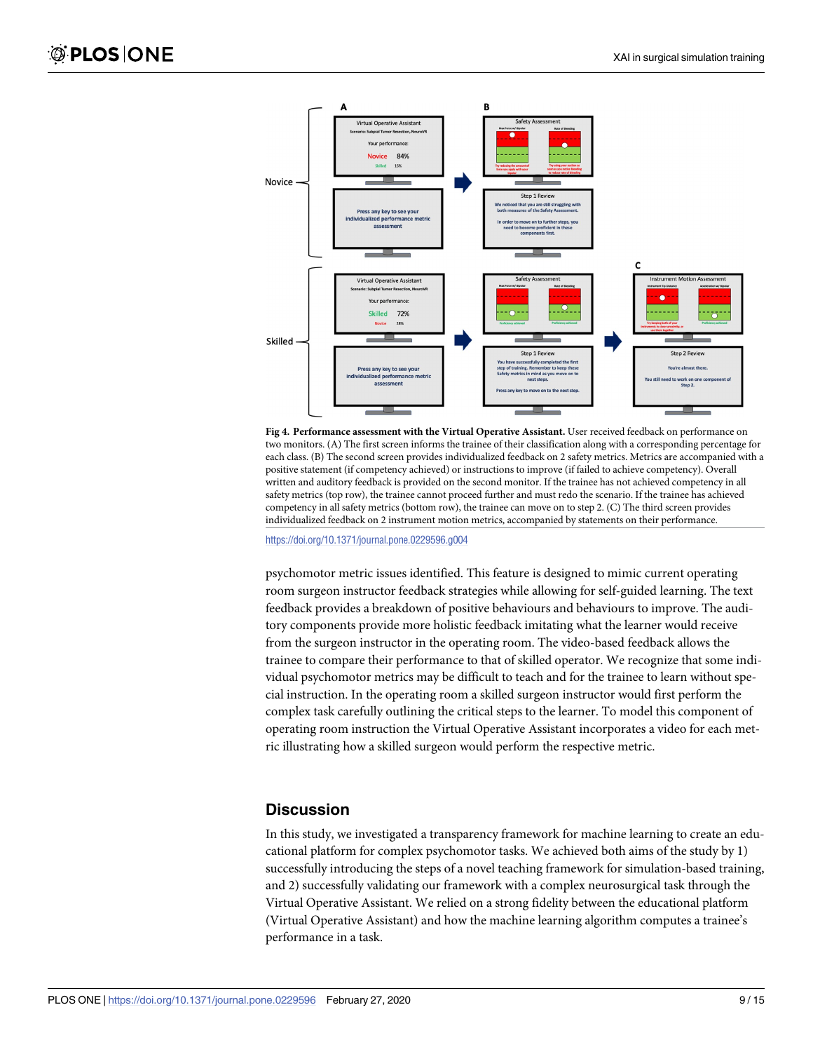**Fig 4. Performance assessment with the Virtual Operative Assistant.** User received feedback on performance on two monitors. (A) The first screen informs the trainee of their classification along with a corresponding percentage for each class. (B) The second screen provides individualized feedback on 2 safety metrics. Metrics are accompanied with a positive statement (if competency achieved) or instructions to improve (if failed to achieve competency). Overall written and auditory feedback is provided on the second monitor. If the trainee has not achieved competency in all safety metrics (top row), the trainee cannot proceed further and must redo the scenario. If the trainee has achieved competency in all safety metrics (bottom row), the trainee can move on to step 2. (C) The third screen provides individualized feedback on 2 instrument motion metrics, accompanied by statements on their performance.

https://doi.org/10.1371/journal.pone.0229596.g004

psychomotor metric issues identified. This feature is designed to mimic current operating room surgeon instructor feedback strategies while allowing for self-guided learning. The text feedback provides a breakdown of positive behaviours and behaviours to improve. The auditory components provide more holistic feedback imitating what the learner would receive from the surgeon instructor in the operating room. The video-based feedback allows the trainee to compare their performance to that of skilled operator. We recognize that some individual psychomotor metrics may be difficult to teach and for the trainee to learn without special instruction. In the operating room a skilled surgeon instructor would first perform the complex task carefully outlining the critical steps to the learner. To model this component of operating room instruction the Virtual Operative Assistant incorporates a video for each metric illustrating how a skilled surgeon would perform the respective metric.

## Discussion

In this study, we investigated a transparency framework for machine learning to create an educational platform for complex psychomotor tasks. We achieved both aims of the study by 1) successfully introducing the steps of a novel teaching framework for simulation-based training, and 2) successfully validating our framework with a complex neurosurgical task through the Virtual Operative Assistant. We relied on a strong fidelity between the educational platform (Virtual Operative Assistant) and how the machine learning algorithm computes a trainee's performance in a task.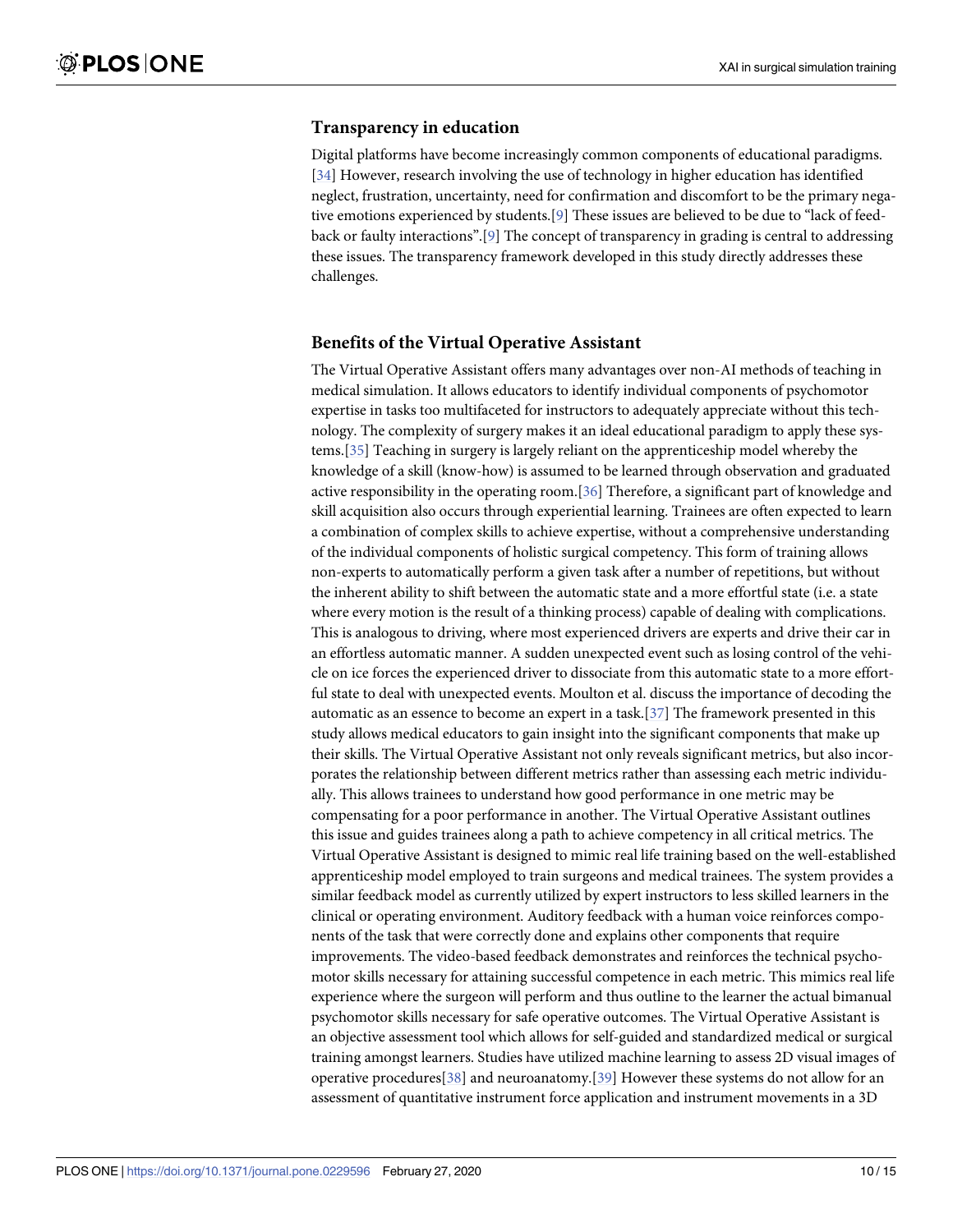## Transparency in education

Digital platforms have become increasingly common components of educational paradigms.[34] However, research involving the use of technology in higher education has identified neglect, frustration, uncertainty, need for confirmation and discomfort to be the primary negative emotions experienced by students.[9] These issues are believed to be due to "lack of feedback or faulty interactions".[9] The concept of transparency in grading is central to addressing these issues. The transparency framework developed in this study directly addresses these challenges.

## Benefits of the Virtual Operative Assistant

The Virtual Operative Assistant offers many advantages over non-AI methods of teaching in medical simulation. It allows educators to identify individual components of psychomotor expertise in tasks too multifaceted for instructors to adequately appreciate without this technology. The complexity of surgery makes it an ideal educational paradigm to apply these systems.[35] Teaching in surgery is largely reliant on the apprenticeship model whereby the knowledge of a skill (know-how) is assumed to be learned through observation and graduated active responsibility in the operating room.[36] Therefore, a significant part of knowledge and skill acquisition also occurs through experiential learning. Trainees are often expected to learn a combination of complex skills to achieve expertise, without a comprehensive understanding of the individual components of holistic surgical competency. This form of training allows non-experts to automatically perform a given task after a number of repetitions, but without the inherent ability to shift between the automatic state and a more effortful state (i.e. a state where every motion is the result of a thinking process) capable of dealing with complications. This is analogous to driving, where most experienced drivers are experts and drive their car in an effortless automatic manner. A sudden unexpected event such as losing control of the vehicle on ice forces the experienced driver to dissociate from this automatic state to a more effortful state to deal with unexpected events. Moulton et al. discuss the importance of decoding the automatic as an essence to become an expert in a task.[37] The framework presented in this study allows medical educators to gain insight into the significant components that make up their skills. The Virtual Operative Assistant not only reveals significant metrics, but also incorporates the relationship between different metrics rather than assessing each metric individually. This allows trainees to understand how good performance in one metric may be compensating for a poor performance in another. The Virtual Operative Assistant outlines this issue and guides trainees along a path to achieve competency in all critical metrics. The Virtual Operative Assistant is designed to mimic real life training based on the well-established apprenticeship model employed to train surgeons and medical trainees. The system provides a similar feedback model as currently utilized by expert instructors to less skilled learners in the clinical or operating environment. Auditory feedback with a human voice reinforces components of the task that were correctly done and explains other components that require improvements. The video-based feedback demonstrates and reinforces the technical psychomotor skills necessary for attaining successful competence in each metric. This mimics real life experience where the surgeon will perform and thus outline to the learner the actual bimanual psychomotor skills necessary for safe operative outcomes. The Virtual Operative Assistant is an objective assessment tool which allows for self-guided and standardized medical or surgical training amongst learners. Studies have utilized machine learning to assess 2D visual images of operative procedures[38] and neuroanatomy.[39] However these systems do not allow for an assessment of quantitative instrument force application and instrument movements in a 3D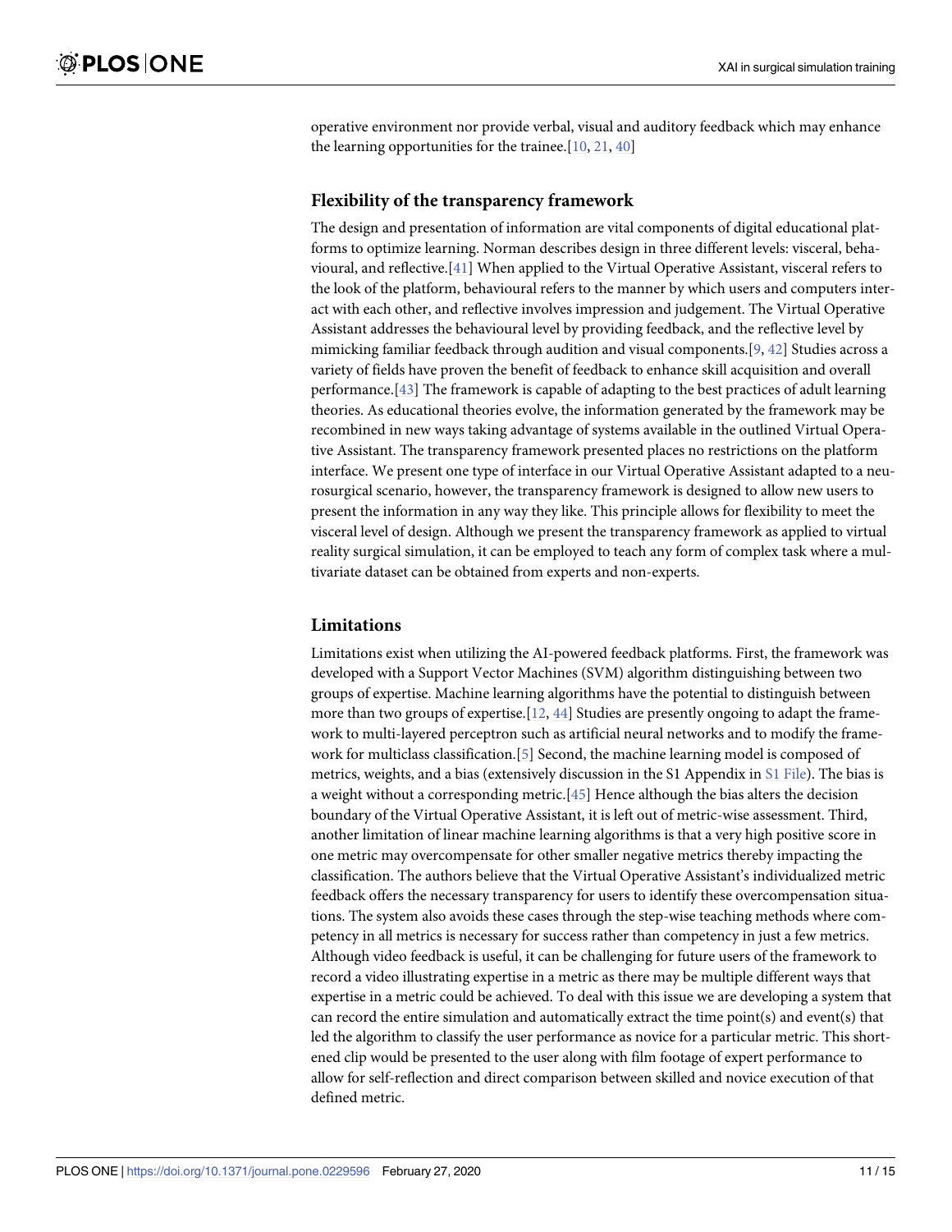operative environment nor provide verbal, visual and auditory feedback which may enhance the learning opportunities for the trainee.[10, 21, 40]

## Flexibility of the transparency framework

The design and presentation of information are vital components of digital educational platforms to optimize learning. Norman describes design in three different levels: visceral, behavioural, and reflective.[41] When applied to the Virtual Operative Assistant, visceral refers to the look of the platform, behavioural refers to the manner by which users and computers interact with each other, and reflective involves impression and judgement. The Virtual Operative Assistant addresses the behavioural level by providing feedback, and the reflective level by mimicking familiar feedback through audition and visual components.[9, 42] Studies across a variety of fields have proven the benefit of feedback to enhance skill acquisition and overall performance.[43] The framework is capable of adapting to the best practices of adult learning theories. As educational theories evolve, the information generated by the framework may be recombined in new ways taking advantage of systems available in the outlined Virtual Operative Assistant. The transparency framework presented places no restrictions on the platform interface. We present one type of interface in our Virtual Operative Assistant adapted to a neurosurgical scenario, however, the transparency framework is designed to allow new users to present the information in any way they like. This principle allows for flexibility to meet the visceral level of design. Although we present the transparency framework as applied to virtual reality surgical simulation, it can be employed to teach any form of complex task where a multivariate dataset can be obtained from experts and non-experts.

## Limitations

Limitations exist when utilizing the AI-powered feedback platforms. First, the framework was developed with a Support Vector Machines (SVM) algorithm distinguishing between two groups of expertise. Machine learning algorithms have the potential to distinguish between more than two groups of expertise.[12, 44] Studies are presently ongoing to adapt the framework to multi-layered perceptron such as artificial neural networks and to modify the framework for multiclass classification.[5] Second, the machine learning model is composed of metrics, weights, and a bias (extensively discussion in the S1 Appendix in S1 File). The bias is a weight without a corresponding metric.[45] Hence although the bias alters the decision boundary of the Virtual Operative Assistant, it is left out of metric-wise assessment. Third, another limitation of linear machine learning algorithms is that a very high positive score in one metric may overcompensate for other smaller negative metrics thereby impacting the classification. The authors believe that the Virtual Operative Assistant's individualized metric feedback offers the necessary transparency for users to identify these overcompensation situations. The system also avoids these cases through the step-wise teaching methods where competency in all metrics is necessary for success rather than competency in just a few metrics. Although video feedback is useful, it can be challenging for future users of the framework to record a video illustrating expertise in a metric as there may be multiple different ways that expertise in a metric could be achieved. To deal with this issue we are developing a system that can record the entire simulation and automatically extract the time point(s) and event(s) that led the algorithm to classify the user performance as novice for a particular metric. This shortened clip would be presented to the user along with film footage of expert performance to allow for self-reflection and direct comparison between skilled and novice execution of that defined metric.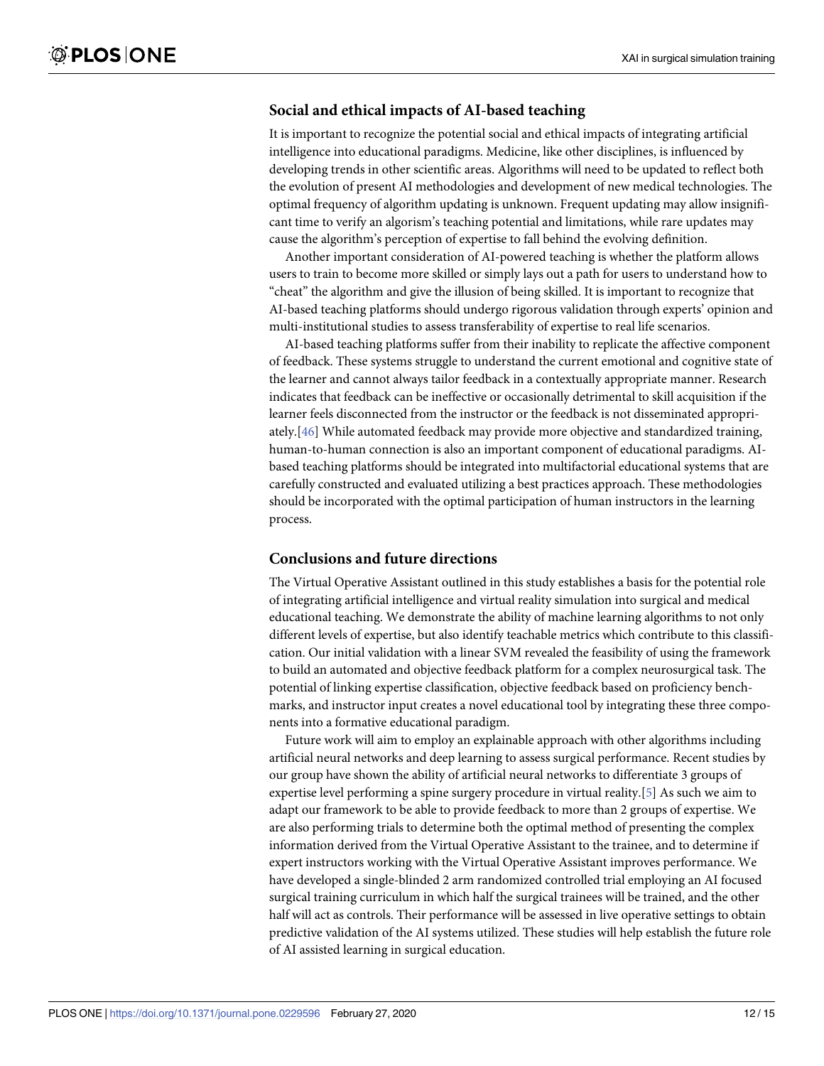## Social and ethical impacts of AI-based teaching

It is important to recognize the potential social and ethical impacts of integrating artificial intelligence into educational paradigms. Medicine, like other disciplines, is influenced by developing trends in other scientific areas. Algorithms will need to be updated to reflect both the evolution of present AI methodologies and development of new medical technologies. The optimal frequency of algorithm updating is unknown. Frequent updating may allow insignificant time to verify an algorism's teaching potential and limitations, while rare updates may cause the algorithm's perception of expertise to fall behind the evolving definition.

Another important consideration of AI-powered teaching is whether the platform allows users to train to become more skilled or simply lays out a path for users to understand how to "cheat" the algorithm and give the illusion of being skilled. It is important to recognize that AI-based teaching platforms should undergo rigorous validation through experts' opinion and multi-institutional studies to assess transferability of expertise to real life scenarios.

AI-based teaching platforms suffer from their inability to replicate the affective component of feedback. These systems struggle to understand the current emotional and cognitive state of the learner and cannot always tailor feedback in a contextually appropriate manner. Research indicates that feedback can be ineffective or occasionally detrimental to skill acquisition if the learner feels disconnected from the instructor or the feedback is not disseminated appropriately.[46] While automated feedback may provide more objective and standardized training, human-to-human connection is also an important component of educational paradigms. AI-based teaching platforms should be integrated into multifactorial educational systems that are carefully constructed and evaluated utilizing a best practices approach. These methodologies should be incorporated with the optimal participation of human instructors in the learning process.

## Conclusions and future directions

The Virtual Operative Assistant outlined in this study establishes a basis for the potential role of integrating artificial intelligence and virtual reality simulation into surgical and medical educational teaching. We demonstrate the ability of machine learning algorithms to not only different levels of expertise, but also identify teachable metrics which contribute to this classification. Our initial validation with a linear SVM revealed the feasibility of using the framework to build an automated and objective feedback platform for a complex neurosurgical task. The potential of linking expertise classification, objective feedback based on proficiency benchmarks, and instructor input creates a novel educational tool by integrating these three components into a formative educational paradigm.

Future work will aim to employ an explainable approach with other algorithms including artificial neural networks and deep learning to assess surgical performance. Recent studies by our group have shown the ability of artificial neural networks to differentiate 3 groups of expertise level performing a spine surgery procedure in virtual reality.[5] As such we aim to adapt our framework to be able to provide feedback to more than 2 groups of expertise. We are also performing trials to determine both the optimal method of presenting the complex information derived from the Virtual Operative Assistant to the trainee, and to determine if expert instructors working with the Virtual Operative Assistant improves performance. We have developed a single-blinded 2 arm randomized controlled trial employing an AI focused surgical training curriculum in which half the surgical trainees will be trained, and the other half will act as controls. Their performance will be assessed in live operative settings to obtain predictive validation of the AI systems utilized. These studies will help establish the future role of AI assisted learning in surgical education.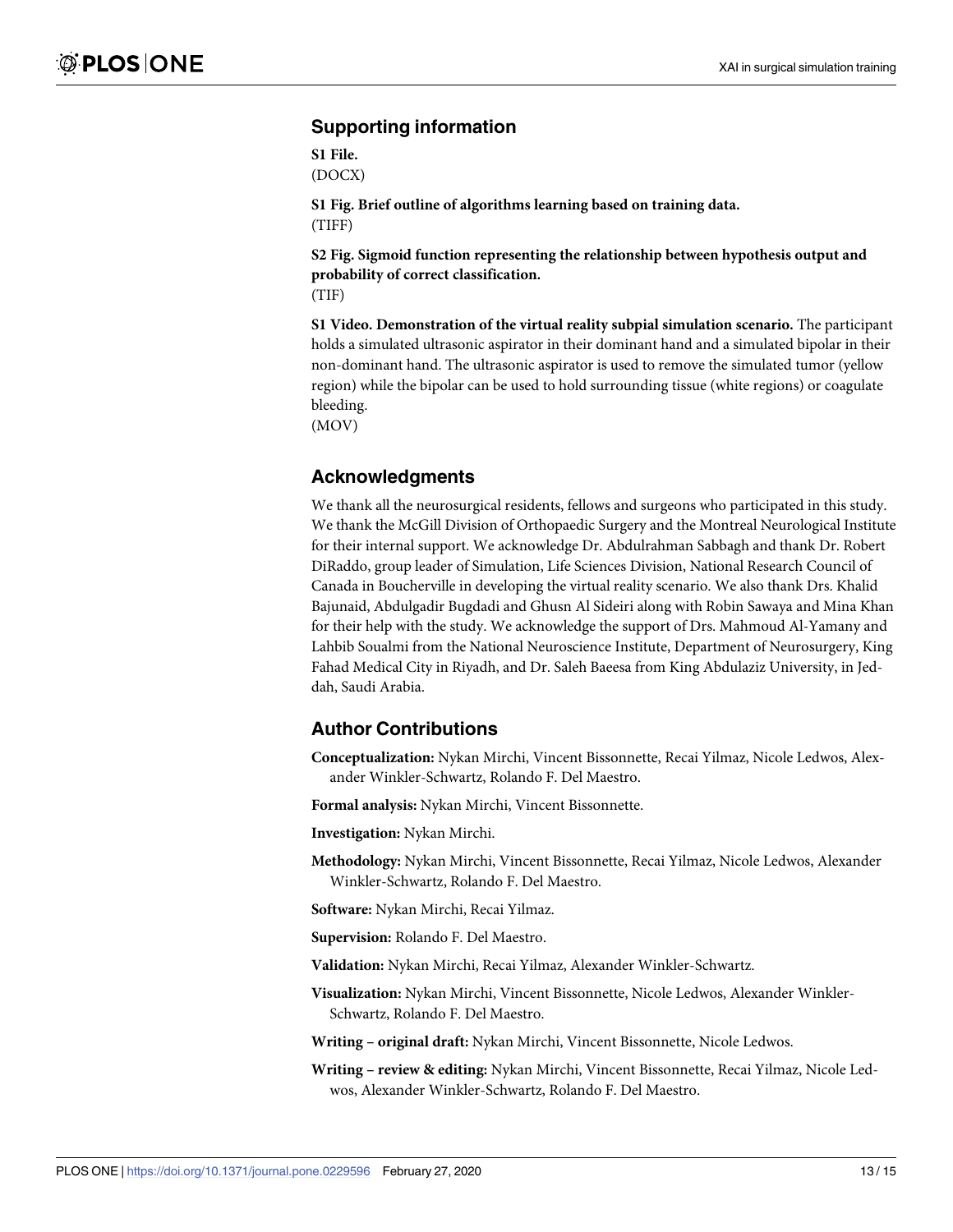## Supporting information

**S1 File.**
(DOCX)

**S1 Fig. Brief outline of algorithms learning based on training data.**
(TIFF)

**S2 Fig. Sigmoid function representing the relationship between hypothesis output and probability of correct classification.**
(TIF)

**S1 Video. Demonstration of the virtual reality subpial simulation scenario.** The participant holds a simulated ultrasonic aspirator in their dominant hand and a simulated bipolar in their non-dominant hand. The ultrasonic aspirator is used to remove the simulated tumor (yellow region) while the bipolar can be used to hold surrounding tissue (white regions) or coagulate bleeding.
(MOV)

## Acknowledgments

We thank all the neurosurgical residents, fellows and surgeons who participated in this study. We thank the McGill Division of Orthopaedic Surgery and the Montreal Neurological Institute for their internal support. We acknowledge Dr. Abdulrahman Sabbagh and thank Dr. Robert DiRaddo, group leader of Simulation, Life Sciences Division, National Research Council of Canada in Boucherville in developing the virtual reality scenario. We also thank Drs. Khalid Bajunaid, Abdulgadir Bugdadi and Ghusn Al Sideiri along with Robin Sawaya and Mina Khan for their help with the study. We acknowledge the support of Drs. Mahmoud Al-Yamany and Lahbib Soualmi from the National Neuroscience Institute, Department of Neurosurgery, King Fahad Medical City in Riyadh, and Dr. Saleh Baeesa from King Abdulaziz University, in Jeddah, Saudi Arabia.

## Author Contributions

**Conceptualization:** Nykan Mirchi, Vincent Bissonnette, Recai Yilmaz, Nicole Ledwos, Alexander Winkler-Schwartz, Rolando F. Del Maestro.

**Formal analysis:** Nykan Mirchi, Vincent Bissonnette.

**Investigation:** Nykan Mirchi.

**Methodology:** Nykan Mirchi, Vincent Bissonnette, Recai Yilmaz, Nicole Ledwos, Alexander Winkler-Schwartz, Rolando F. Del Maestro.

**Software:** Nykan Mirchi, Recai Yilmaz.

**Supervision:** Rolando F. Del Maestro.

**Validation:** Nykan Mirchi, Recai Yilmaz, Alexander Winkler-Schwartz.

**Visualization:** Nykan Mirchi, Vincent Bissonnette, Nicole Ledwos, Alexander Winkler-Schwartz, Rolando F. Del Maestro.

**Writing – original draft:** Nykan Mirchi, Vincent Bissonnette, Nicole Ledwos.

**Writing – review & editing:** Nykan Mirchi, Vincent Bissonnette, Recai Yilmaz, Nicole Ledwos, Alexander Winkler-Schwartz, Rolando F. Del Maestro.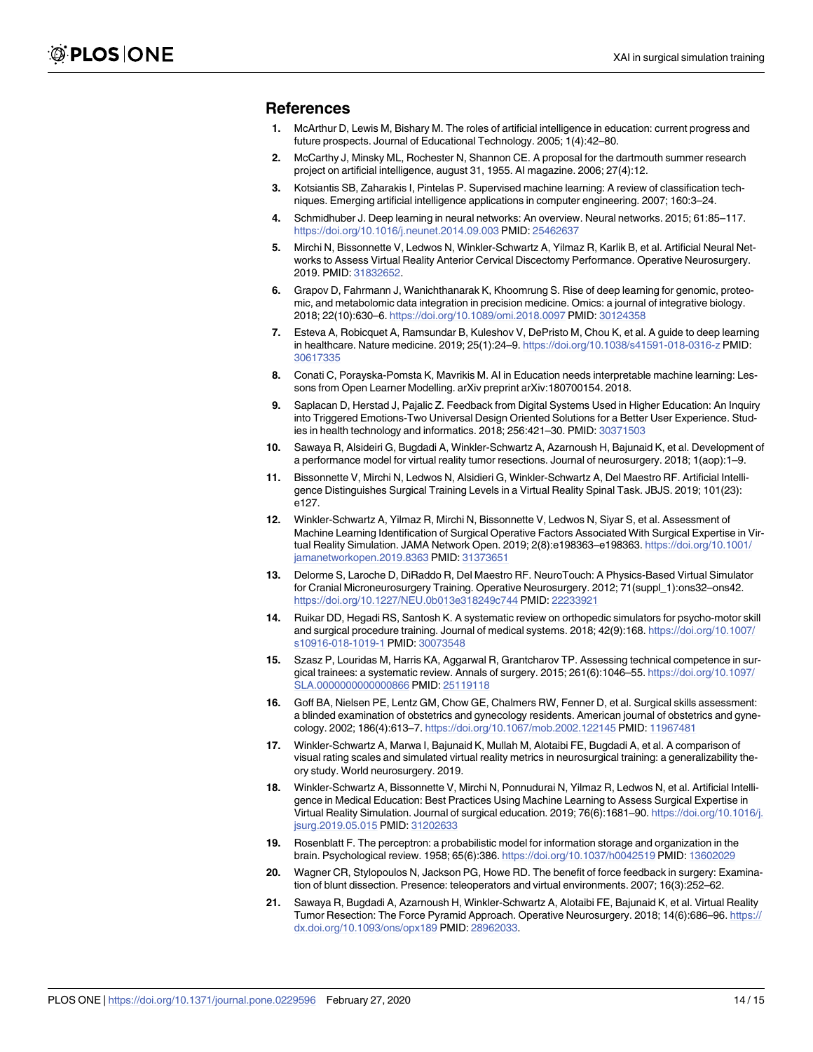## References

1. McArthur D, Lewis M, Bishary M. The roles of artificial intelligence in education: current progress and future prospects. Journal of Educational Technology. 2005; 1(4):42–80.
2. McCarthy J, Minsky ML, Rochester N, Shannon CE. A proposal for the dartmouth summer research project on artificial intelligence, august 31, 1955. AI magazine. 2006; 27(4):12.
3. Kotsiantis SB, Zaharakis I, Pintelas P. Supervised machine learning: A review of classification techniques. Emerging artificial intelligence applications in computer engineering. 2007; 160:3–24.
4. Schmidhuber J. Deep learning in neural networks: An overview. Neural networks. 2015; 61:85–117. https://doi.org/10.1016/j.neunet.2014.09.003 PMID: 25462637
5. Mirchi N, Bissonnette V, Ledwos N, Winkler-Schwartz A, Yilmaz R, Karlik B, et al. Artificial Neural Networks to Assess Virtual Reality Anterior Cervical Discectomy Performance. Operative Neurosurgery. 2019. PMID: 31832652.
6. Grapov D, Fahrmann J, Wanichthanarak K, Khoomrung S. Rise of deep learning for genomic, proteomic, and metabolomic data integration in precision medicine. Omics: a journal of integrative biology. 2018; 22(10):630–6. https://doi.org/10.1089/omi.2018.0097 PMID: 30124358
7. Esteva A, Robicquet A, Ramsundar B, Kuleshov V, DePristo M, Chou K, et al. A guide to deep learning in healthcare. Nature medicine. 2019; 25(1):24–9. https://doi.org/10.1038/s41591-018-0316-z PMID: 30617335
8. Conati C, Porayska-Pomsta K, Mavrikis M. AI in Education needs interpretable machine learning: Lessons from Open Learner Modelling. arXiv preprint arXiv:180700154. 2018.
9. Saplacan D, Herstad J, Pajalic Z. Feedback from Digital Systems Used in Higher Education: An Inquiry into Triggered Emotions-Two Universal Design Oriented Solutions for a Better User Experience. Studies in health technology and informatics. 2018; 256:421–30. PMID: 30371503
10. Sawaya R, Alsideiri G, Bugdadi A, Winkler-Schwartz A, Azarnoush H, Bajunaid K, et al. Development of a performance model for virtual reality tumor resections. Journal of neurosurgery. 2018; 1(aop):1–9.
11. Bissonnette V, Mirchi N, Ledwos N, Alsidieri G, Winkler-Schwartz A, Del Maestro RF. Artificial Intelligence Distinguishes Surgical Training Levels in a Virtual Reality Spinal Task. JBJS. 2019; 101(23): e127.
12. Winkler-Schwartz A, Yilmaz R, Mirchi N, Bissonnette V, Ledwos N, Siyar S, et al. Assessment of Machine Learning Identification of Surgical Operative Factors Associated With Surgical Expertise in Virtual Reality Simulation. JAMA Network Open. 2019; 2(8):e198363–e198363. https://doi.org/10.1001/jamanetworkopen.2019.8363 PMID: 31373651
13. Delorme S, Laroche D, DiRaddo R, Del Maestro RF. NeuroTouch: A Physics-Based Virtual Simulator for Cranial Microneurosurgery Training. Operative Neurosurgery. 2012; 71(suppl_1):ons32–ons42. https://doi.org/10.1227/NEU.0b013e318249c744 PMID: 22233921
14. Ruikar DD, Hegadi RS, Santosh K. A systematic review on orthopedic simulators for psycho-motor skill and surgical procedure training. Journal of medical systems. 2018; 42(9):168. https://doi.org/10.1007/s10916-018-1019-1 PMID: 30073548
15. Szasz P, Louridas M, Harris KA, Aggarwal R, Grantcharov TP. Assessing technical competence in surgical trainees: a systematic review. Annals of surgery. 2015; 261(6):1046–55. https://doi.org/10.1097/SLA.0000000000000866 PMID: 25119118
16. Goff BA, Nielsen PE, Lentz GM, Chow GE, Chalmers RW, Fenner D, et al. Surgical skills assessment: a blinded examination of obstetrics and gynecology residents. American journal of obstetrics and gynecology. 2002; 186(4):613–7. https://doi.org/10.1067/mob.2002.122145 PMID: 11967481
17. Winkler-Schwartz A, Marwa I, Bajunaid K, Mullah M, Alotaibi FE, Bugdadi A, et al. A comparison of visual rating scales and simulated virtual reality metrics in neurosurgical training: a generalizability theory study. World neurosurgery. 2019.
18. Winkler-Schwartz A, Bissonnette V, Mirchi N, Ponnudurai N, Yilmaz R, Ledwos N, et al. Artificial Intelligence in Medical Education: Best Practices Using Machine Learning to Assess Surgical Expertise in Virtual Reality Simulation. Journal of surgical education. 2019; 76(6):1681–90. https://doi.org/10.1016/j.jsurg.2019.05.015 PMID: 31202633
19. Rosenblatt F. The perceptron: a probabilistic model for information storage and organization in the brain. Psychological review. 1958; 65(6):386. https://doi.org/10.1037/h0042519 PMID: 13602029
20. Wagner CR, Stylopoulos N, Jackson PG, Howe RD. The benefit of force feedback in surgery: Examination of blunt dissection. Presence: teleoperators and virtual environments. 2007; 16(3):252–62.
21. Sawaya R, Bugdadi A, Azarnoush H, Winkler-Schwartz A, Alotaibi FE, Bajunaid K, et al. Virtual Reality Tumor Resection: The Force Pyramid Approach. Operative Neurosurgery. 2018; 14(6):686–96. https://dx.doi.org/10.1093/ons/opx189 PMID: 28962033.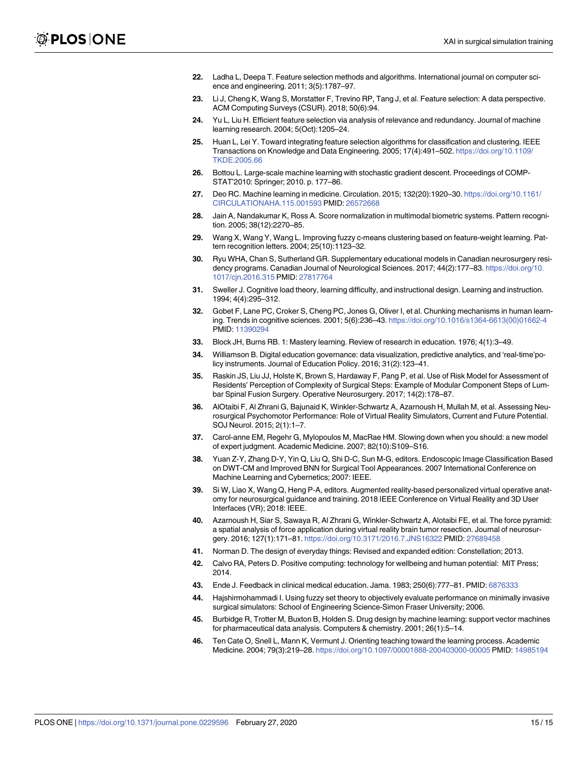22. Ladha L, Deepa T. Feature selection methods and algorithms. International journal on computer science and engineering. 2011; 3(5):1787–97.
23. Li J, Cheng K, Wang S, Morstatter F, Trevino RP, Tang J, et al. Feature selection: A data perspective. ACM Computing Surveys (CSUR). 2018; 50(6):94.
24. Yu L, Liu H. Efficient feature selection via analysis of relevance and redundancy. Journal of machine learning research. 2004; 5(Oct):1205–24.
25. Huan L, Lei Y. Toward integrating feature selection algorithms for classification and clustering. IEEE Transactions on Knowledge and Data Engineering. 2005; 17(4):491–502. https://doi.org/10.1109/TKDE.2005.66
26. Bottou L. Large-scale machine learning with stochastic gradient descent. Proceedings of COMPSTAT'2010: Springer; 2010. p. 177–86.
27. Deo RC. Machine learning in medicine. Circulation. 2015; 132(20):1920–30. https://doi.org/10.1161/CIRCULATIONAHA.115.001593 PMID: 26572668
28. Jain A, Nandakumar K, Ross A. Score normalization in multimodal biometric systems. Pattern recognition. 2005; 38(12):2270–85.
29. Wang X, Wang Y, Wang L. Improving fuzzy c-means clustering based on feature-weight learning. Pattern recognition letters. 2004; 25(10):1123–32.
30. Ryu WHA, Chan S, Sutherland GR. Supplementary educational models in Canadian neurosurgery residency programs. Canadian Journal of Neurological Sciences. 2017; 44(2):177–83. https://doi.org/10.1017/cjn.2016.315 PMID: 27817764
31. Sweller J. Cognitive load theory, learning difficulty, and instructional design. Learning and instruction. 1994; 4(4):295–312.
32. Gobet F, Lane PC, Croker S, Cheng PC, Jones G, Oliver I, et al. Chunking mechanisms in human learning. Trends in cognitive sciences. 2001; 5(6):236–43. https://doi.org/10.1016/s1364-6613(00)01662-4 PMID: 11390294
33. Block JH, Burns RB. 1: Mastery learning. Review of research in education. 1976; 4(1):3–49.
34. Williamson B. Digital education governance: data visualization, predictive analytics, and 'real-time'policy instruments. Journal of Education Policy. 2016; 31(2):123–41.
35. Raskin JS, Liu JJ, Holste K, Brown S, Hardaway F, Pang P, et al. Use of Risk Model for Assessment of Residents' Perception of Complexity of Surgical Steps: Example of Modular Component Steps of Lumbar Spinal Fusion Surgery. Operative Neurosurgery. 2017; 14(2):178–87.
36. AlOtaibi F, Al Zhrani G, Bajunaid K, Winkler-Schwartz A, Azarnoush H, Mullah M, et al. Assessing Neurosurgical Psychomotor Performance: Role of Virtual Reality Simulators, Current and Future Potential. SOJ Neurol. 2015; 2(1):1–7.
37. Carol-anne EM, Regehr G, Mylopoulos M, MacRae HM. Slowing down when you should: a new model of expert judgment. Academic Medicine. 2007; 82(10):S109–S16.
38. Yuan Z-Y, Zhang D-Y, Yin Q, Liu Q, Shi D-C, Sun M-G, editors. Endoscopic Image Classification Based on DWT-CM and Improved BNN for Surgical Tool Appearances. 2007 International Conference on Machine Learning and Cybernetics; 2007: IEEE.
39. Si W, Liao X, Wang Q, Heng P-A, editors. Augmented reality-based personalized virtual operative anatomy for neurosurgical guidance and training. 2018 IEEE Conference on Virtual Reality and 3D User Interfaces (VR); 2018: IEEE.
40. Azarnoush H, Siar S, Sawaya R, Al Zhrani G, Winkler-Schwartz A, Alotaibi FE, et al. The force pyramid: a spatial analysis of force application during virtual reality brain tumor resection. Journal of neurosurgery. 2016; 127(1):171–81. https://doi.org/10.3171/2016.7.JNS16322 PMID: 27689458
41. Norman D. The design of everyday things: Revised and expanded edition: Constellation; 2013.
42. Calvo RA, Peters D. Positive computing: technology for wellbeing and human potential: MIT Press; 2014.
43. Ende J. Feedback in clinical medical education. Jama. 1983; 250(6):777–81. PMID: 6876333
44. Hajshirmohammadi I. Using fuzzy set theory to objectively evaluate performance on minimally invasive surgical simulators: School of Engineering Science-Simon Fraser University; 2006.
45. Burbidge R, Trotter M, Buxton B, Holden S. Drug design by machine learning: support vector machines for pharmaceutical data analysis. Computers & chemistry. 2001; 26(1):5–14.
46. Ten Cate O, Snell L, Mann K, Vermunt J. Orienting teaching toward the learning process. Academic Medicine. 2004; 79(3):219–28. https://doi.org/10.1097/00001888-200403000-00005 PMID: 14985194